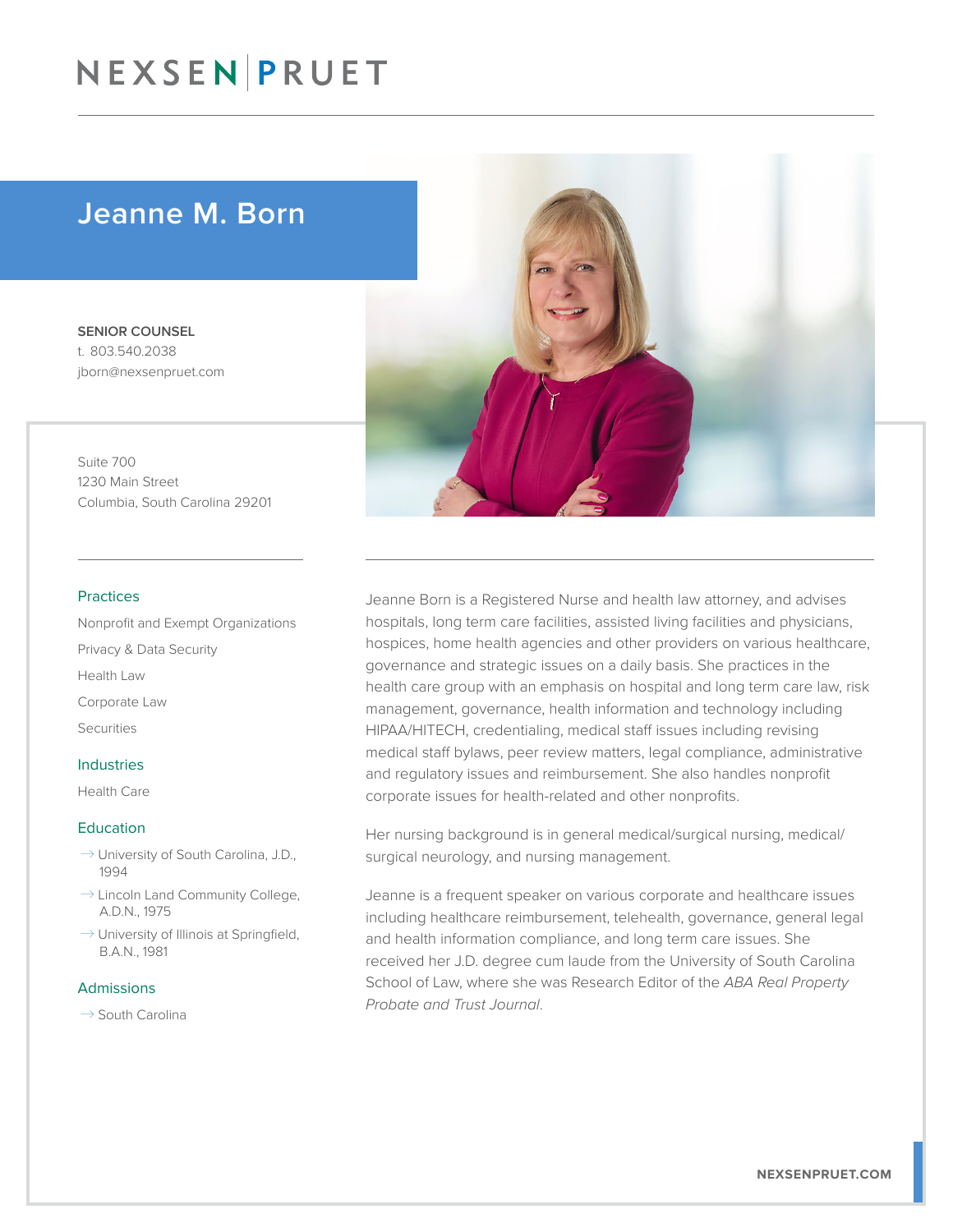# Jeanne M. Born

**SENIOR COUNSEL**
t. 803.540.2038
jborn@nexsenpruet.com

Suite 700
1230 Main Street
Columbia, South Carolina 29201

Jeanne Born is a Registered Nurse and health law attorney, and advises hospitals, long term care facilities, assisted living facilities and physicians, hospices, home health agencies and other providers on various healthcare, governance and strategic issues on a daily basis. She practices in the health care group with an emphasis on hospital and long term care law, risk management, governance, health information and technology including HIPAA/HITECH, credentialing, medical staff issues including revising medical staff bylaws, peer review matters, legal compliance, administrative and regulatory issues and reimbursement. She also handles nonprofit corporate issues for health-related and other nonprofits.

Her nursing background is in general medical/surgical nursing, medical/surgical neurology, and nursing management.

Jeanne is a frequent speaker on various corporate and healthcare issues including healthcare reimbursement, telehealth, governance, general legal and health information compliance, and long term care issues. She received her J.D. degree cum laude from the University of South Carolina School of Law, where she was Research Editor of the *ABA Real Property Probate and Trust Journal*.

## Practices

- Nonprofit and Exempt Organizations
- Privacy & Data Security
- Health Law
- Corporate Law
- Securities

## Industries

- Health Care

## Education

- University of South Carolina, J.D., 1994
- Lincoln Land Community College, A.D.N., 1975
- University of Illinois at Springfield, B.A.N., 1981

## Admissions

- South Carolina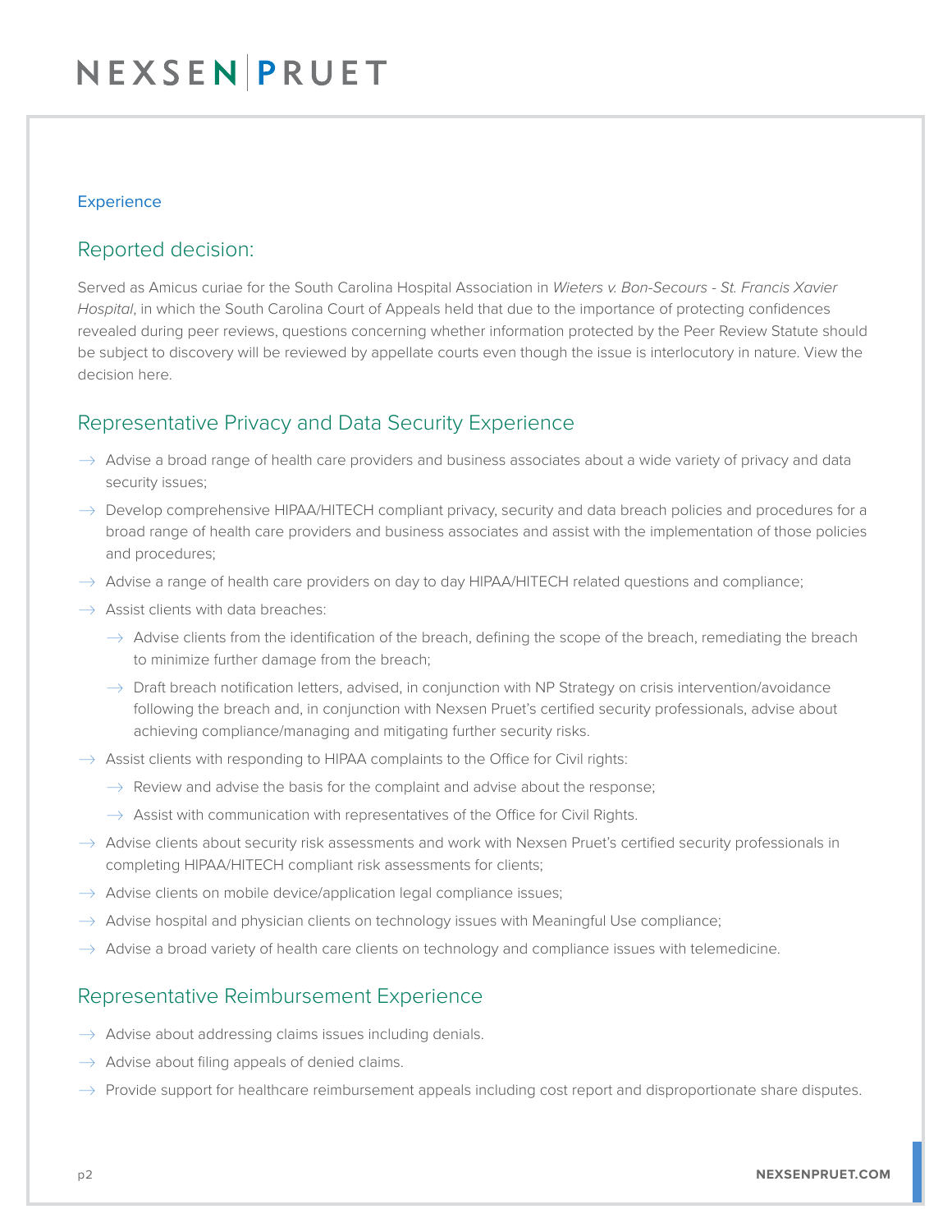Experience

## Reported decision:

Served as Amicus curiae for the South Carolina Hospital Association in *Wieters v. Bon-Secours - St. Francis Xavier Hospital*, in which the South Carolina Court of Appeals held that due to the importance of protecting confidences revealed during peer reviews, questions concerning whether information protected by the Peer Review Statute should be subject to discovery will be reviewed by appellate courts even though the issue is interlocutory in nature. View the decision here.

## Representative Privacy and Data Security Experience

- Advise a broad range of health care providers and business associates about a wide variety of privacy and data security issues;
- Develop comprehensive HIPAA/HITECH compliant privacy, security and data breach policies and procedures for a broad range of health care providers and business associates and assist with the implementation of those policies and procedures;
- Advise a range of health care providers on day to day HIPAA/HITECH related questions and compliance;
- Assist clients with data breaches:
  - Advise clients from the identification of the breach, defining the scope of the breach, remediating the breach to minimize further damage from the breach;
  - Draft breach notification letters, advised, in conjunction with NP Strategy on crisis intervention/avoidance following the breach and, in conjunction with Nexsen Pruet's certified security professionals, advise about achieving compliance/managing and mitigating further security risks.
- Assist clients with responding to HIPAA complaints to the Office for Civil rights:
  - Review and advise the basis for the complaint and advise about the response;
  - Assist with communication with representatives of the Office for Civil Rights.
- Advise clients about security risk assessments and work with Nexsen Pruet's certified security professionals in completing HIPAA/HITECH compliant risk assessments for clients;
- Advise clients on mobile device/application legal compliance issues;
- Advise hospital and physician clients on technology issues with Meaningful Use compliance;
- Advise a broad variety of health care clients on technology and compliance issues with telemedicine.

## Representative Reimbursement Experience

- Advise about addressing claims issues including denials.
- Advise about filing appeals of denied claims.
- Provide support for healthcare reimbursement appeals including cost report and disproportionate share disputes.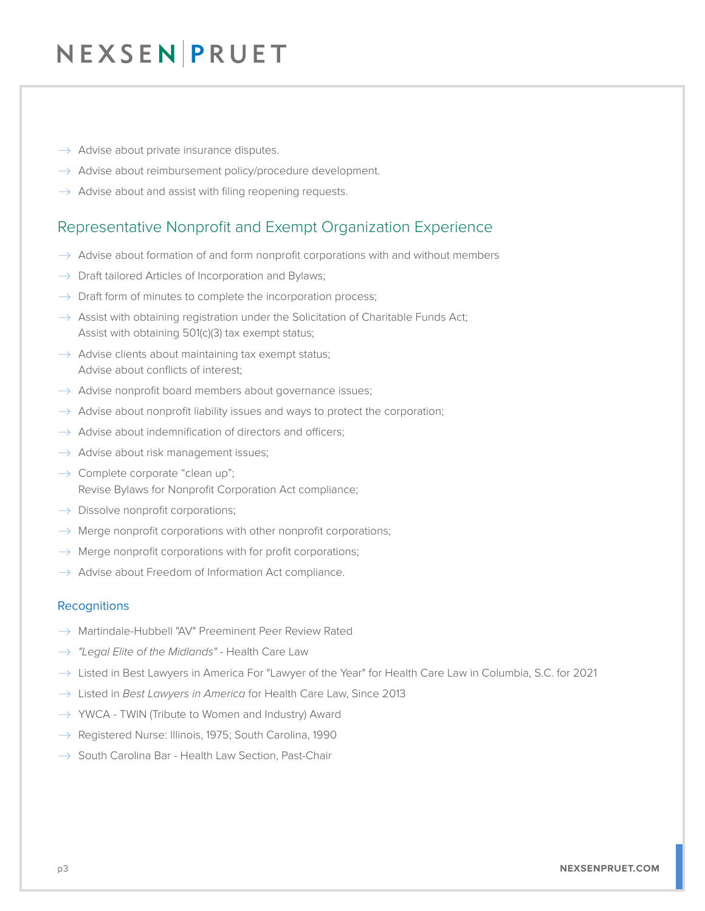- Advise about private insurance disputes.
- Advise about reimbursement policy/procedure development.
- Advise about and assist with filing reopening requests.

## Representative Nonprofit and Exempt Organization Experience

- Advise about formation of and form nonprofit corporations with and without members
- Draft tailored Articles of Incorporation and Bylaws;
- Draft form of minutes to complete the incorporation process;
- Assist with obtaining registration under the Solicitation of Charitable Funds Act;
  Assist with obtaining 501(c)(3) tax exempt status;
- Advise clients about maintaining tax exempt status;
  Advise about conflicts of interest;
- Advise nonprofit board members about governance issues;
- Advise about nonprofit liability issues and ways to protect the corporation;
- Advise about indemnification of directors and officers;
- Advise about risk management issues;
- Complete corporate “clean up”;
  Revise Bylaws for Nonprofit Corporation Act compliance;
- Dissolve nonprofit corporations;
- Merge nonprofit corporations with other nonprofit corporations;
- Merge nonprofit corporations with for profit corporations;
- Advise about Freedom of Information Act compliance.

### Recognitions

- Martindale-Hubbell "AV" Preeminent Peer Review Rated
- *"Legal Elite of the Midlands"* - Health Care Law
- Listed in Best Lawyers in America For "Lawyer of the Year" for Health Care Law in Columbia, S.C. for 2021
- Listed in *Best Lawyers in America* for Health Care Law, Since 2013
- YWCA - TWIN (Tribute to Women and Industry) Award
- Registered Nurse: Illinois, 1975; South Carolina, 1990
- South Carolina Bar - Health Law Section, Past-Chair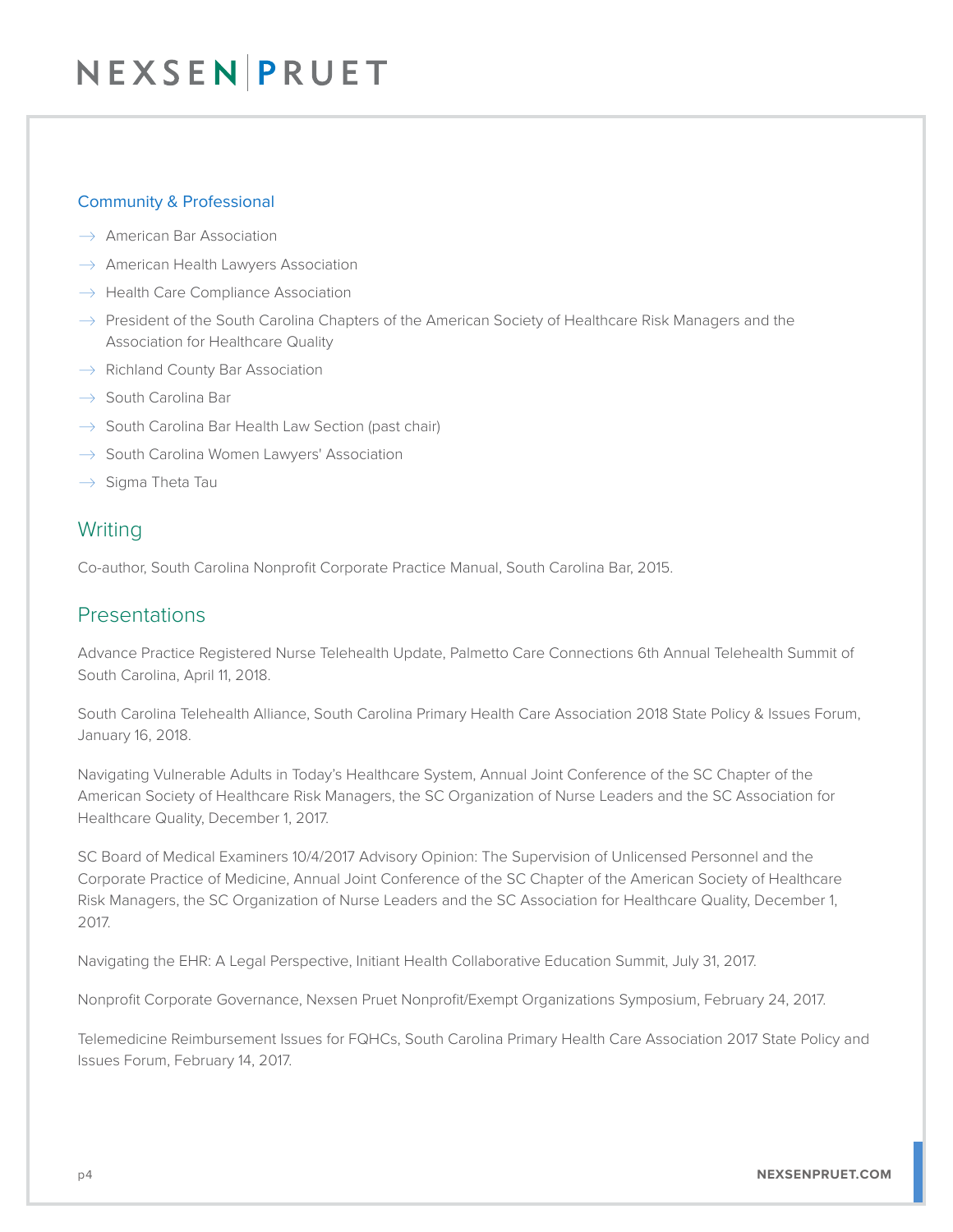### Community & Professional

- American Bar Association
- American Health Lawyers Association
- Health Care Compliance Association
- President of the South Carolina Chapters of the American Society of Healthcare Risk Managers and the Association for Healthcare Quality
- Richland County Bar Association
- South Carolina Bar
- South Carolina Bar Health Law Section (past chair)
- South Carolina Women Lawyers' Association
- Sigma Theta Tau

## Writing

Co-author, South Carolina Nonprofit Corporate Practice Manual, South Carolina Bar, 2015.

## Presentations

Advance Practice Registered Nurse Telehealth Update, Palmetto Care Connections 6th Annual Telehealth Summit of South Carolina, April 11, 2018.

South Carolina Telehealth Alliance, South Carolina Primary Health Care Association 2018 State Policy & Issues Forum, January 16, 2018.

Navigating Vulnerable Adults in Today's Healthcare System, Annual Joint Conference of the SC Chapter of the American Society of Healthcare Risk Managers, the SC Organization of Nurse Leaders and the SC Association for Healthcare Quality, December 1, 2017.

SC Board of Medical Examiners 10/4/2017 Advisory Opinion: The Supervision of Unlicensed Personnel and the Corporate Practice of Medicine, Annual Joint Conference of the SC Chapter of the American Society of Healthcare Risk Managers, the SC Organization of Nurse Leaders and the SC Association for Healthcare Quality, December 1, 2017.

Navigating the EHR: A Legal Perspective, Initiant Health Collaborative Education Summit, July 31, 2017.

Nonprofit Corporate Governance, Nexsen Pruet Nonprofit/Exempt Organizations Symposium, February 24, 2017.

Telemedicine Reimbursement Issues for FQHCs, South Carolina Primary Health Care Association 2017 State Policy and Issues Forum, February 14, 2017.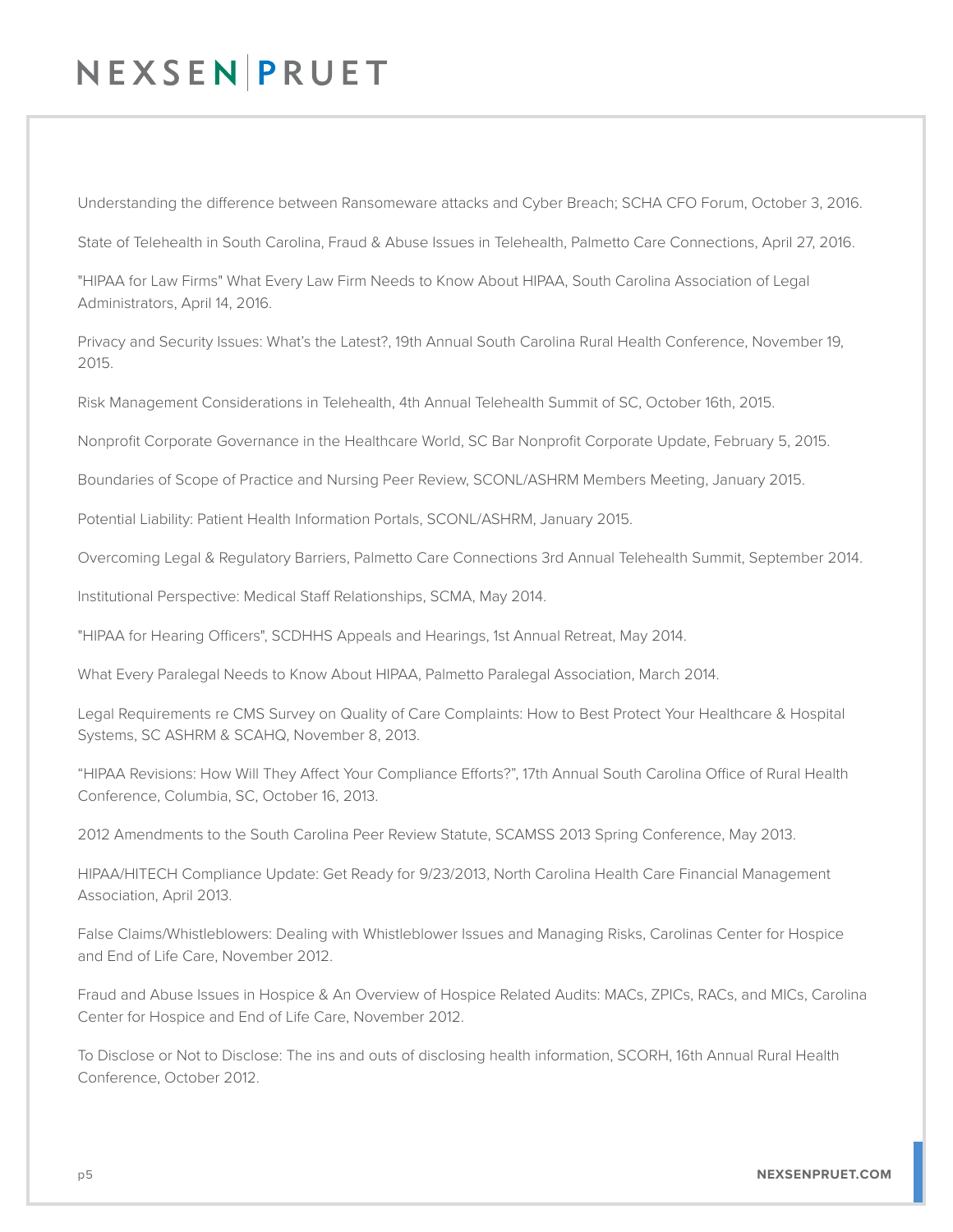Understanding the difference between Ransomeware attacks and Cyber Breach; SCHA CFO Forum, October 3, 2016.

State of Telehealth in South Carolina, Fraud & Abuse Issues in Telehealth, Palmetto Care Connections, April 27, 2016.

"HIPAA for Law Firms" What Every Law Firm Needs to Know About HIPAA, South Carolina Association of Legal Administrators, April 14, 2016.

Privacy and Security Issues: What's the Latest?, 19th Annual South Carolina Rural Health Conference, November 19, 2015.

Risk Management Considerations in Telehealth, 4th Annual Telehealth Summit of SC, October 16th, 2015.

Nonprofit Corporate Governance in the Healthcare World, SC Bar Nonprofit Corporate Update, February 5, 2015.

Boundaries of Scope of Practice and Nursing Peer Review, SCONL/ASHRM Members Meeting, January 2015.

Potential Liability: Patient Health Information Portals, SCONL/ASHRM, January 2015.

Overcoming Legal & Regulatory Barriers, Palmetto Care Connections 3rd Annual Telehealth Summit, September 2014.

Institutional Perspective: Medical Staff Relationships, SCMA, May 2014.

"HIPAA for Hearing Officers", SCDHHS Appeals and Hearings, 1st Annual Retreat, May 2014.

What Every Paralegal Needs to Know About HIPAA, Palmetto Paralegal Association, March 2014.

Legal Requirements re CMS Survey on Quality of Care Complaints: How to Best Protect Your Healthcare & Hospital Systems, SC ASHRM & SCAHQ, November 8, 2013.

"HIPAA Revisions: How Will They Affect Your Compliance Efforts?", 17th Annual South Carolina Office of Rural Health Conference, Columbia, SC, October 16, 2013.

2012 Amendments to the South Carolina Peer Review Statute, SCAMSS 2013 Spring Conference, May 2013.

HIPAA/HITECH Compliance Update: Get Ready for 9/23/2013, North Carolina Health Care Financial Management Association, April 2013.

False Claims/Whistleblowers: Dealing with Whistleblower Issues and Managing Risks, Carolinas Center for Hospice and End of Life Care, November 2012.

Fraud and Abuse Issues in Hospice & An Overview of Hospice Related Audits: MACs, ZPICs, RACs, and MICs, Carolina Center for Hospice and End of Life Care, November 2012.

To Disclose or Not to Disclose: The ins and outs of disclosing health information, SCORH, 16th Annual Rural Health Conference, October 2012.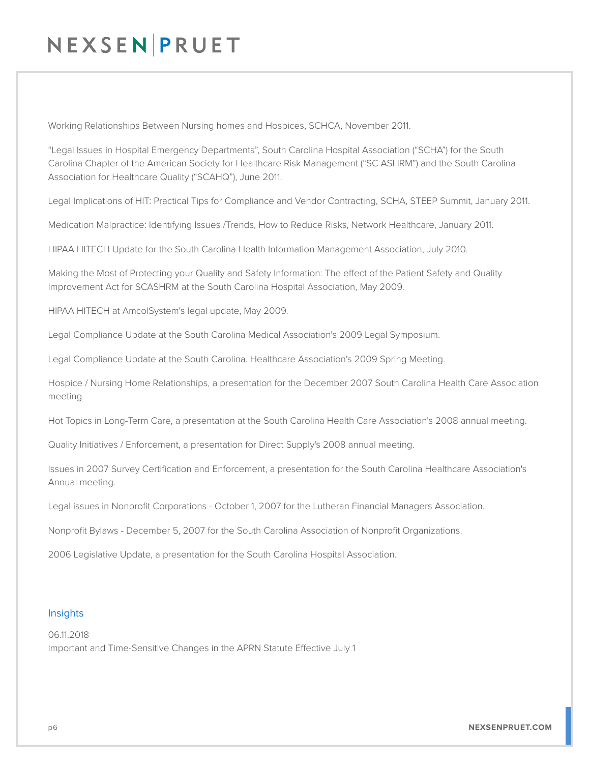Working Relationships Between Nursing homes and Hospices, SCHCA, November 2011.

“Legal Issues in Hospital Emergency Departments”, South Carolina Hospital Association (“SCHA”) for the South Carolina Chapter of the American Society for Healthcare Risk Management (“SC ASHRM”) and the South Carolina Association for Healthcare Quality (“SCAHQ”), June 2011.

Legal Implications of HIT: Practical Tips for Compliance and Vendor Contracting, SCHA, STEEP Summit, January 2011.

Medication Malpractice: Identifying Issues /Trends, How to Reduce Risks, Network Healthcare, January 2011.

HIPAA HITECH Update for the South Carolina Health Information Management Association, July 2010.

Making the Most of Protecting your Quality and Safety Information: The effect of the Patient Safety and Quality Improvement Act for SCASHRM at the South Carolina Hospital Association, May 2009.

HIPAA HITECH at AmcolSystem's legal update, May 2009.

Legal Compliance Update at the South Carolina Medical Association's 2009 Legal Symposium.

Legal Compliance Update at the South Carolina. Healthcare Association's 2009 Spring Meeting.

Hospice / Nursing Home Relationships, a presentation for the December 2007 South Carolina Health Care Association meeting.

Hot Topics in Long-Term Care, a presentation at the South Carolina Health Care Association's 2008 annual meeting.

Quality Initiatives / Enforcement, a presentation for Direct Supply's 2008 annual meeting.

Issues in 2007 Survey Certification and Enforcement, a presentation for the South Carolina Healthcare Association's Annual meeting.

Legal issues in Nonprofit Corporations - October 1, 2007 for the Lutheran Financial Managers Association.

Nonprofit Bylaws - December 5, 2007 for the South Carolina Association of Nonprofit Organizations.

2006 Legislative Update, a presentation for the South Carolina Hospital Association.

## Insights

06.11.2018
Important and Time-Sensitive Changes in the APRN Statute Effective July 1